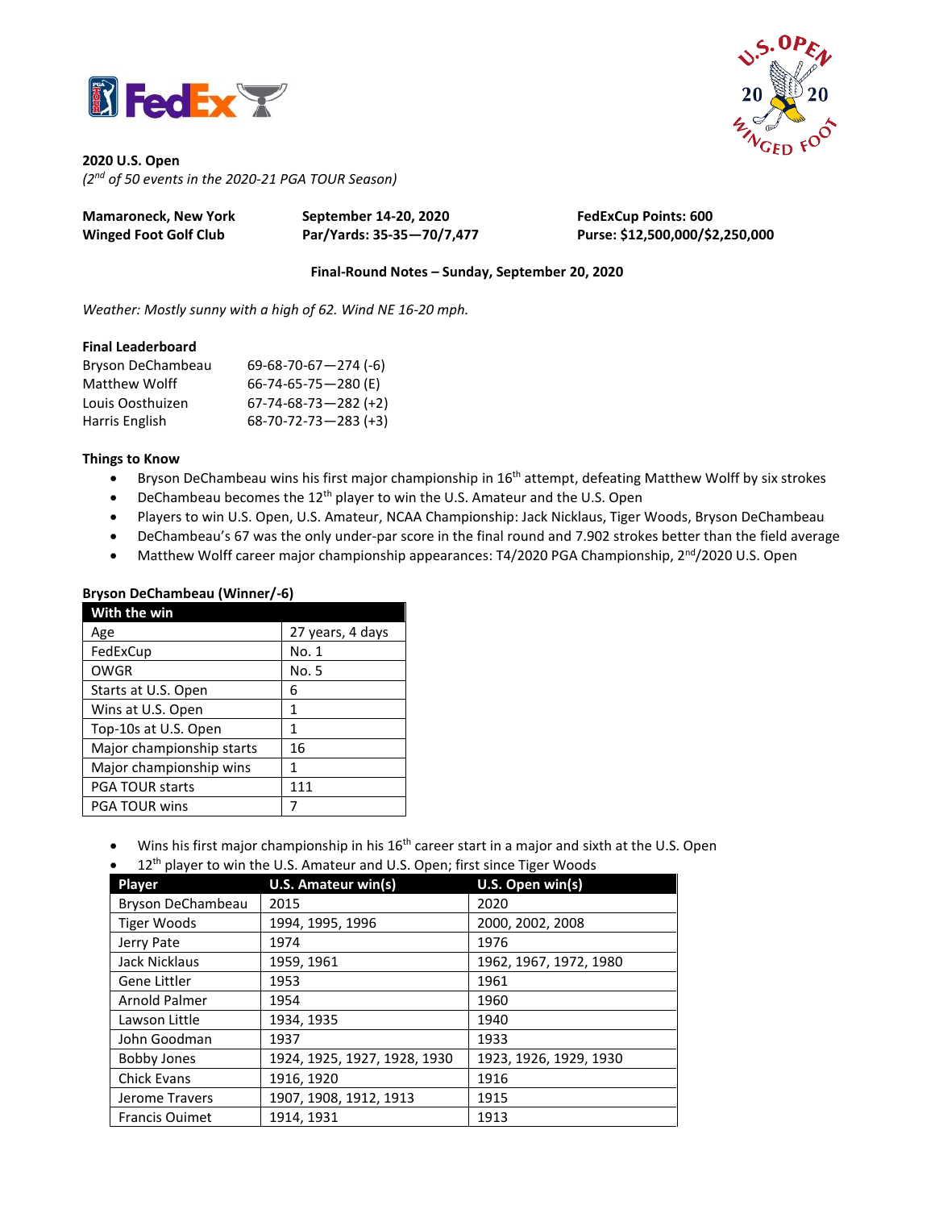**2020 U.S. Open**
*(2nd of 50 events in the 2020-21 PGA TOUR Season)*

**Mamaroneck, New York** | **September 14-20, 2020** | **FedExCup Points: 600**
**Winged Foot Golf Club** | **Par/Yards: 35-35—70/7,477** | **Purse: $12,500,000/$2,250,000**

**Final-Round Notes – Sunday, September 20, 2020**

*Weather: Mostly sunny with a high of 62. Wind NE 16-20 mph.*

**Final Leaderboard**

| | |
|---|---|
| Bryson DeChambeau | 69-68-70-67—274 (-6) |
| Matthew Wolff | 66-74-65-75—280 (E) |
| Louis Oosthuizen | 67-74-68-73—282 (+2) |
| Harris English | 68-70-72-73—283 (+3) |

**Things to Know**

- Bryson DeChambeau wins his first major championship in 16th attempt, defeating Matthew Wolff by six strokes
- DeChambeau becomes the 12th player to win the U.S. Amateur and the U.S. Open
- Players to win U.S. Open, U.S. Amateur, NCAA Championship: Jack Nicklaus, Tiger Woods, Bryson DeChambeau
- DeChambeau's 67 was the only under-par score in the final round and 7.902 strokes better than the field average
- Matthew Wolff career major championship appearances: T4/2020 PGA Championship, 2nd/2020 U.S. Open

**Bryson DeChambeau (Winner/-6)**

| With the win | |
|---|---|
| Age | 27 years, 4 days |
| FedExCup | No. 1 |
| OWGR | No. 5 |
| Starts at U.S. Open | 6 |
| Wins at U.S. Open | 1 |
| Top-10s at U.S. Open | 1 |
| Major championship starts | 16 |
| Major championship wins | 1 |
| PGA TOUR starts | 111 |
| PGA TOUR wins | 7 |

- Wins his first major championship in his 16th career start in a major and sixth at the U.S. Open
- 12th player to win the U.S. Amateur and U.S. Open; first since Tiger Woods

| Player | U.S. Amateur win(s) | U.S. Open win(s) |
|---|---|---|
| Bryson DeChambeau | 2015 | 2020 |
| Tiger Woods | 1994, 1995, 1996 | 2000, 2002, 2008 |
| Jerry Pate | 1974 | 1976 |
| Jack Nicklaus | 1959, 1961 | 1962, 1967, 1972, 1980 |
| Gene Littler | 1953 | 1961 |
| Arnold Palmer | 1954 | 1960 |
| Lawson Little | 1934, 1935 | 1940 |
| John Goodman | 1937 | 1933 |
| Bobby Jones | 1924, 1925, 1927, 1928, 1930 | 1923, 1926, 1929, 1930 |
| Chick Evans | 1916, 1920 | 1916 |
| Jerome Travers | 1907, 1908, 1912, 1913 | 1915 |
| Francis Ouimet | 1914, 1931 | 1913 |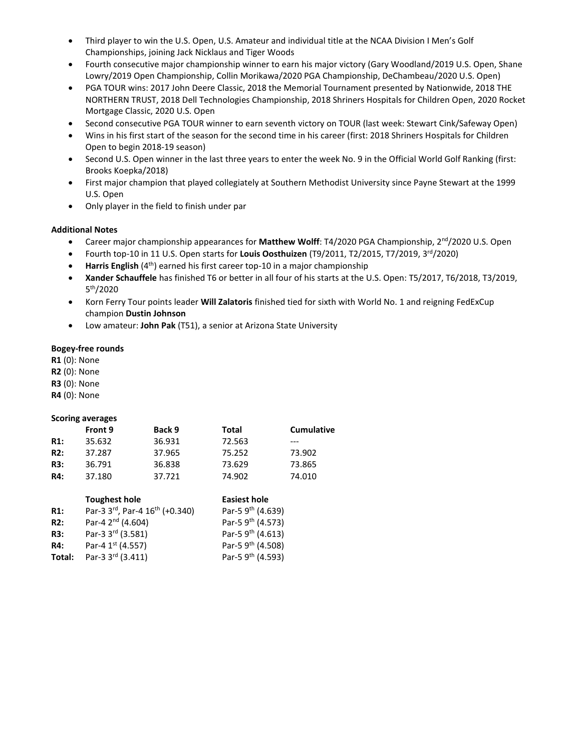- Third player to win the U.S. Open, U.S. Amateur and individual title at the NCAA Division I Men's Golf Championships, joining Jack Nicklaus and Tiger Woods
- Fourth consecutive major championship winner to earn his major victory (Gary Woodland/2019 U.S. Open, Shane Lowry/2019 Open Championship, Collin Morikawa/2020 PGA Championship, DeChambeau/2020 U.S. Open)
- PGA TOUR wins: 2017 John Deere Classic, 2018 the Memorial Tournament presented by Nationwide, 2018 THE NORTHERN TRUST, 2018 Dell Technologies Championship, 2018 Shriners Hospitals for Children Open, 2020 Rocket Mortgage Classic, 2020 U.S. Open
- Second consecutive PGA TOUR winner to earn seventh victory on TOUR (last week: Stewart Cink/Safeway Open)
- Wins in his first start of the season for the second time in his career (first: 2018 Shriners Hospitals for Children Open to begin 2018-19 season)
- Second U.S. Open winner in the last three years to enter the week No. 9 in the Official World Golf Ranking (first: Brooks Koepka/2018)
- First major champion that played collegiately at Southern Methodist University since Payne Stewart at the 1999 U.S. Open
- Only player in the field to finish under par

**Additional Notes**

- Career major championship appearances for **Matthew Wolff**: T4/2020 PGA Championship, 2nd/2020 U.S. Open
- Fourth top-10 in 11 U.S. Open starts for **Louis Oosthuizen** (T9/2011, T2/2015, T7/2019, 3rd/2020)
- **Harris English** (4th) earned his first career top-10 in a major championship
- **Xander Schauffele** has finished T6 or better in all four of his starts at the U.S. Open: T5/2017, T6/2018, T3/2019, 5th/2020
- Korn Ferry Tour points leader **Will Zalatoris** finished tied for sixth with World No. 1 and reigning FedExCup champion **Dustin Johnson**
- Low amateur: **John Pak** (T51), a senior at Arizona State University

**Bogey-free rounds**

**R1** (0): None
**R2** (0): None
**R3** (0): None
**R4** (0): None

**Scoring averages**

| | Front 9 | Back 9 | Total | Cumulative |
|---|---|---|---|---|
| **R1:** | 35.632 | 36.931 | 72.563 | --- |
| **R2:** | 37.287 | 37.965 | 75.252 | 73.902 |
| **R3:** | 36.791 | 36.838 | 73.629 | 73.865 |
| **R4:** | 37.180 | 37.721 | 74.902 | 74.010 |

| | Toughest hole | Easiest hole |
|---|---|---|
| **R1:** | Par-3 3rd, Par-4 16th (+0.340) | Par-5 9th (4.639) |
| **R2:** | Par-4 2nd (4.604) | Par-5 9th (4.573) |
| **R3:** | Par-3 3rd (3.581) | Par-5 9th (4.613) |
| **R4:** | Par-4 1st (4.557) | Par-5 9th (4.508) |
| **Total:** | Par-3 3rd (3.411) | Par-5 9th (4.593) |